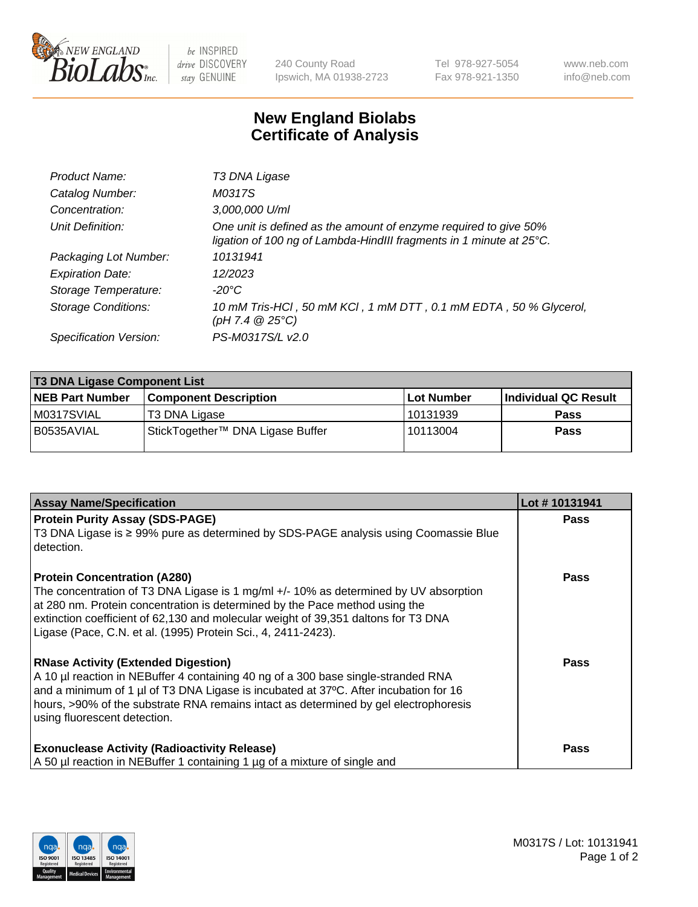# New England Biolabs Certificate of Analysis

| | |
|---|---|
| *Product Name:* | *T3 DNA Ligase* |
| *Catalog Number:* | *M0317S* |
| *Concentration:* | *3,000,000 U/ml* |
| *Unit Definition:* | *One unit is defined as the amount of enzyme required to give 50% ligation of 100 ng of Lambda-HindIII fragments in 1 minute at 25°C.* |
| *Packaging Lot Number:* | *10131941* |
| *Expiration Date:* | *12/2023* |
| *Storage Temperature:* | *-20°C* |
| *Storage Conditions:* | *10 mM Tris-HCl , 50 mM KCl , 1 mM DTT , 0.1 mM EDTA , 50 % Glycerol, (pH 7.4 @ 25°C)* |
| *Specification Version:* | *PS-M0317S/L v2.0* |

| T3 DNA Ligase Component List | | | |
|---|---|---|---|
| **NEB Part Number** | **Component Description** | **Lot Number** | **Individual QC Result** |
| M0317SVIAL | T3 DNA Ligase | 10131939 | **Pass** |
| B0535AVIAL | StickTogether™ DNA Ligase Buffer | 10113004 | **Pass** |

| Assay Name/Specification | Lot # 10131941 |
|---|---|
| **Protein Purity Assay (SDS-PAGE)**<br>T3 DNA Ligase is ≥ 99% pure as determined by SDS-PAGE analysis using Coomassie Blue detection. | **Pass** |
| **Protein Concentration (A280)**<br>The concentration of T3 DNA Ligase is 1 mg/ml +/- 10% as determined by UV absorption at 280 nm. Protein concentration is determined by the Pace method using the extinction coefficient of 62,130 and molecular weight of 39,351 daltons for T3 DNA Ligase (Pace, C.N. et al. (1995) Protein Sci., 4, 2411-2423). | **Pass** |
| **RNase Activity (Extended Digestion)**<br>A 10 µl reaction in NEBuffer 4 containing 40 ng of a 300 base single-stranded RNA and a minimum of 1 µl of T3 DNA Ligase is incubated at 37ºC. After incubation for 16 hours, >90% of the substrate RNA remains intact as determined by gel electrophoresis using fluorescent detection. | **Pass** |
| **Exonuclease Activity (Radioactivity Release)**<br>A 50 µl reaction in NEBuffer 1 containing 1 µg of a mixture of single and | **Pass** |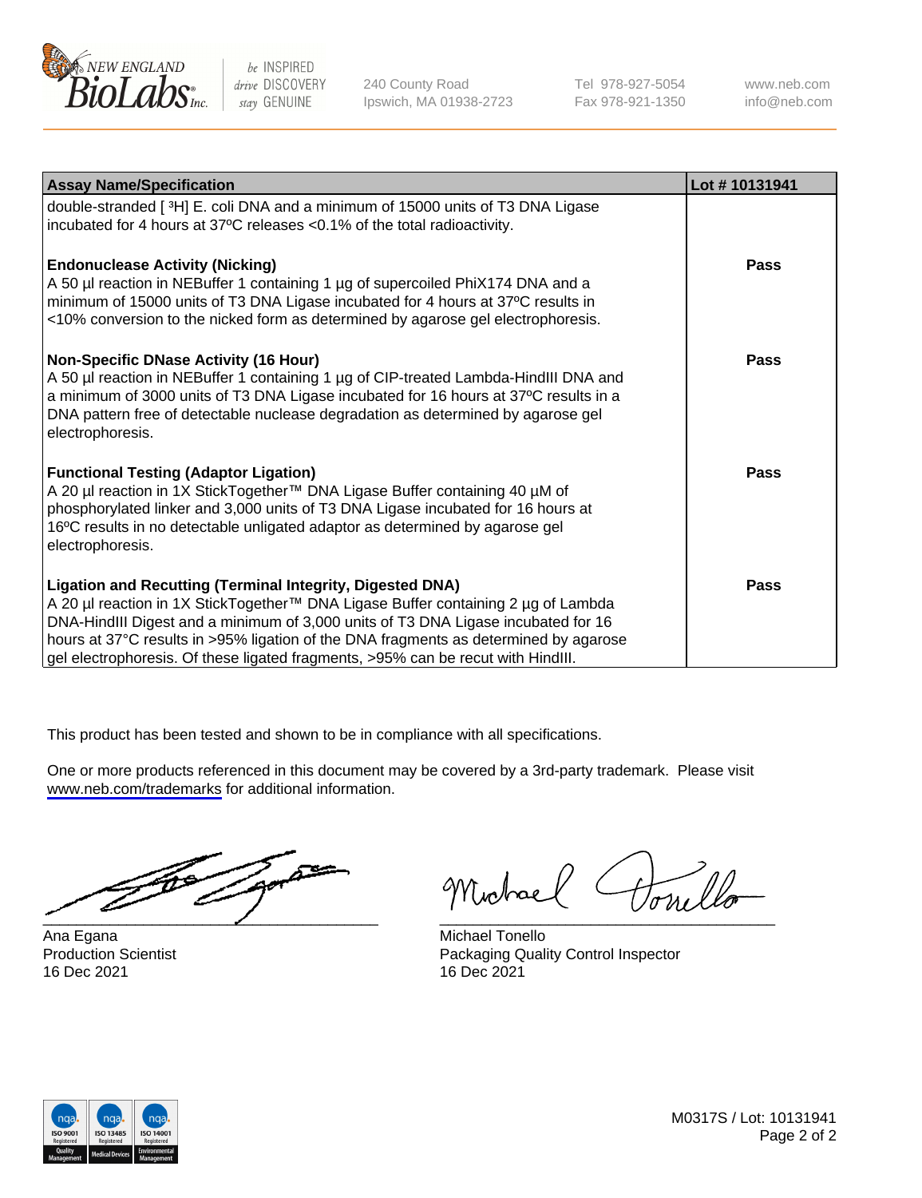| Assay Name/Specification | Lot # 10131941 |
|---|---|
| double-stranded [ $^{3}$H] E. coli DNA and a minimum of 15000 units of T3 DNA Ligase incubated for 4 hours at 37ºC releases <0.1% of the total radioactivity. | |
| **Endonuclease Activity (Nicking)**<br>A 50 µl reaction in NEBuffer 1 containing 1 µg of supercoiled PhiX174 DNA and a minimum of 15000 units of T3 DNA Ligase incubated for 4 hours at 37ºC results in <10% conversion to the nicked form as determined by agarose gel electrophoresis. | **Pass** |
| **Non-Specific DNase Activity (16 Hour)**<br>A 50 µl reaction in NEBuffer 1 containing 1 µg of CIP-treated Lambda-HindIII DNA and a minimum of 3000 units of T3 DNA Ligase incubated for 16 hours at 37ºC results in a DNA pattern free of detectable nuclease degradation as determined by agarose gel electrophoresis. | **Pass** |
| **Functional Testing (Adaptor Ligation)**<br>A 20 µl reaction in 1X StickTogether™ DNA Ligase Buffer containing 40 µM of phosphorylated linker and 3,000 units of T3 DNA Ligase incubated for 16 hours at 16ºC results in no detectable unligated adaptor as determined by agarose gel electrophoresis. | **Pass** |
| **Ligation and Recutting (Terminal Integrity, Digested DNA)**<br>A 20 µl reaction in 1X StickTogether™ DNA Ligase Buffer containing 2 µg of Lambda DNA-HindIII Digest and a minimum of 3,000 units of T3 DNA Ligase incubated for 16 hours at 37°C results in >95% ligation of the DNA fragments as determined by agarose gel electrophoresis. Of these ligated fragments, >95% can be recut with HindIII. | **Pass** |

This product has been tested and shown to be in compliance with all specifications.

One or more products referenced in this document may be covered by a 3rd-party trademark. Please visit www.neb.com/trademarks for additional information.

Ana Egana
Production Scientist
16 Dec 2021

Michael Tonello
Packaging Quality Control Inspector
16 Dec 2021

M0317S / Lot: 10131941